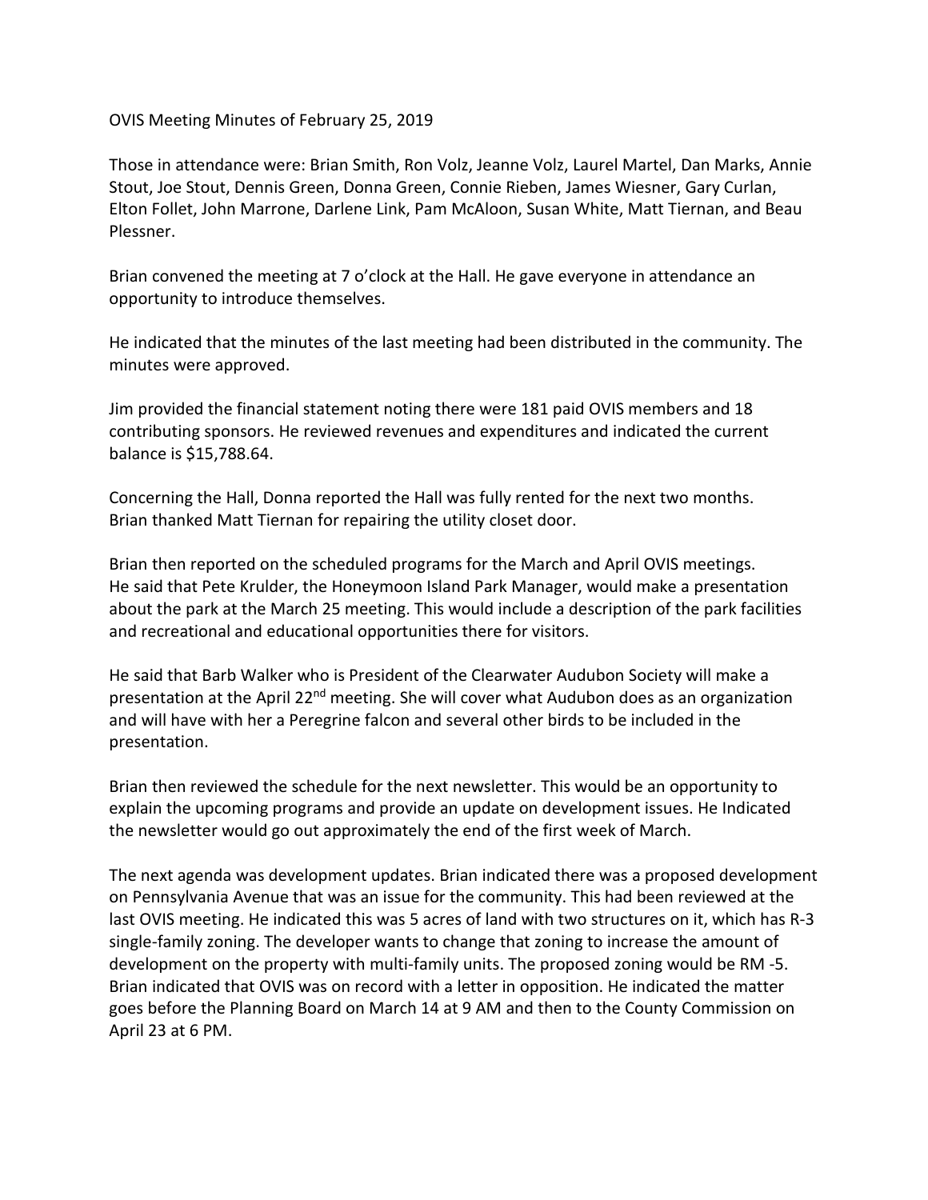OVIS Meeting Minutes of February 25, 2019

Those in attendance were: Brian Smith, Ron Volz, Jeanne Volz, Laurel Martel, Dan Marks, Annie Stout, Joe Stout, Dennis Green, Donna Green, Connie Rieben, James Wiesner, Gary Curlan, Elton Follet, John Marrone, Darlene Link, Pam McAloon, Susan White, Matt Tiernan, and Beau Plessner.

Brian convened the meeting at 7 o'clock at the Hall. He gave everyone in attendance an opportunity to introduce themselves.

He indicated that the minutes of the last meeting had been distributed in the community. The minutes were approved.

Jim provided the financial statement noting there were 181 paid OVIS members and 18 contributing sponsors. He reviewed revenues and expenditures and indicated the current balance is $15,788.64.

Concerning the Hall, Donna reported the Hall was fully rented for the next two months. Brian thanked Matt Tiernan for repairing the utility closet door.

Brian then reported on the scheduled programs for the March and April OVIS meetings. He said that Pete Krulder, the Honeymoon Island Park Manager, would make a presentation about the park at the March 25 meeting. This would include a description of the park facilities and recreational and educational opportunities there for visitors.

He said that Barb Walker who is President of the Clearwater Audubon Society will make a presentation at the April 22nd meeting. She will cover what Audubon does as an organization and will have with her a Peregrine falcon and several other birds to be included in the presentation.

Brian then reviewed the schedule for the next newsletter. This would be an opportunity to explain the upcoming programs and provide an update on development issues. He Indicated the newsletter would go out approximately the end of the first week of March.

The next agenda was development updates. Brian indicated there was a proposed development on Pennsylvania Avenue that was an issue for the community. This had been reviewed at the last OVIS meeting. He indicated this was 5 acres of land with two structures on it, which has R-3 single-family zoning. The developer wants to change that zoning to increase the amount of development on the property with multi-family units. The proposed zoning would be RM -5. Brian indicated that OVIS was on record with a letter in opposition. He indicated the matter goes before the Planning Board on March 14 at 9 AM and then to the County Commission on April 23 at 6 PM.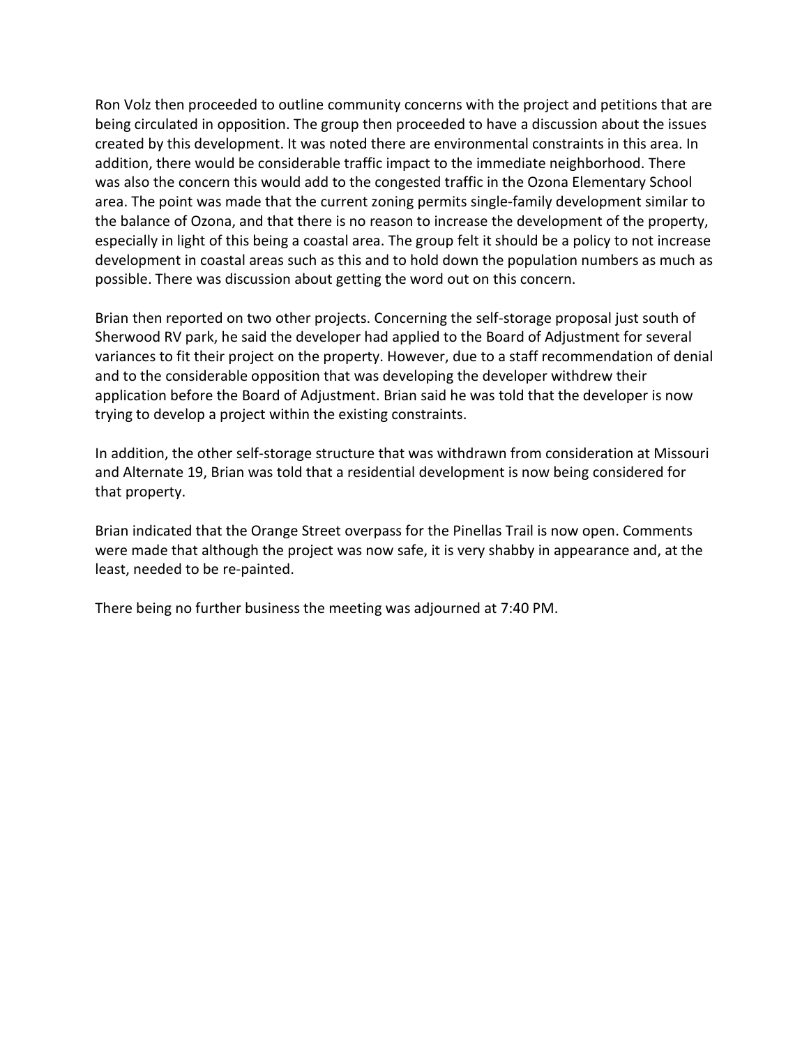Ron Volz then proceeded to outline community concerns with the project and petitions that are being circulated in opposition. The group then proceeded to have a discussion about the issues created by this development. It was noted there are environmental constraints in this area. In addition, there would be considerable traffic impact to the immediate neighborhood. There was also the concern this would add to the congested traffic in the Ozona Elementary School area. The point was made that the current zoning permits single-family development similar to the balance of Ozona, and that there is no reason to increase the development of the property, especially in light of this being a coastal area. The group felt it should be a policy to not increase development in coastal areas such as this and to hold down the population numbers as much as possible. There was discussion about getting the word out on this concern.

Brian then reported on two other projects. Concerning the self-storage proposal just south of Sherwood RV park, he said the developer had applied to the Board of Adjustment for several variances to fit their project on the property. However, due to a staff recommendation of denial and to the considerable opposition that was developing the developer withdrew their application before the Board of Adjustment. Brian said he was told that the developer is now trying to develop a project within the existing constraints.

In addition, the other self-storage structure that was withdrawn from consideration at Missouri and Alternate 19, Brian was told that a residential development is now being considered for that property.

Brian indicated that the Orange Street overpass for the Pinellas Trail is now open. Comments were made that although the project was now safe, it is very shabby in appearance and, at the least, needed to be re-painted.

There being no further business the meeting was adjourned at 7:40 PM.